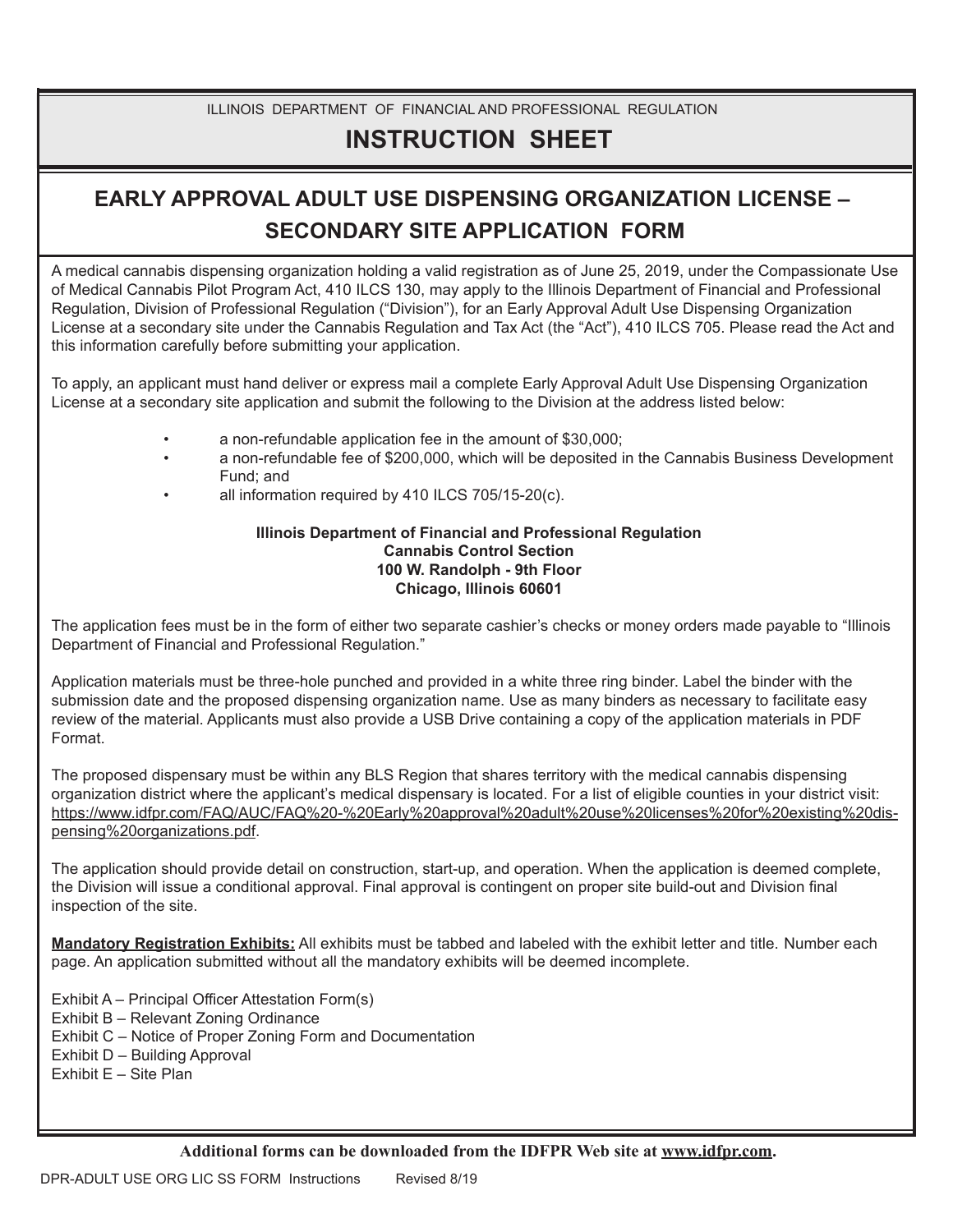ILLINOIS DEPARTMENT OF FINANCIAL AND PROFESSIONAL REGULATION

# INSTRUCTION SHEET

## EARLY APPROVAL ADULT USE DISPENSING ORGANIZATION LICENSE – SECONDARY SITE APPLICATION FORM

A medical cannabis dispensing organization holding a valid registration as of June 25, 2019, under the Compassionate Use of Medical Cannabis Pilot Program Act, 410 ILCS 130, may apply to the Illinois Department of Financial and Professional Regulation, Division of Professional Regulation ("Division"), for an Early Approval Adult Use Dispensing Organization License at a secondary site under the Cannabis Regulation and Tax Act (the "Act"), 410 ILCS 705. Please read the Act and this information carefully before submitting your application.

To apply, an applicant must hand deliver or express mail a complete Early Approval Adult Use Dispensing Organization License at a secondary site application and submit the following to the Division at the address listed below:

- a non-refundable application fee in the amount of $30,000;
- a non-refundable fee of $200,000, which will be deposited in the Cannabis Business Development Fund; and
- all information required by 410 ILCS 705/15-20(c).

**Illinois Department of Financial and Professional Regulation**
**Cannabis Control Section**
**100 W. Randolph - 9th Floor**
**Chicago, Illinois 60601**

The application fees must be in the form of either two separate cashier's checks or money orders made payable to "Illinois Department of Financial and Professional Regulation."

Application materials must be three-hole punched and provided in a white three ring binder. Label the binder with the submission date and the proposed dispensing organization name. Use as many binders as necessary to facilitate easy review of the material. Applicants must also provide a USB Drive containing a copy of the application materials in PDF Format.

The proposed dispensary must be within any BLS Region that shares territory with the medical cannabis dispensing organization district where the applicant's medical dispensary is located. For a list of eligible counties in your district visit: https://www.idfpr.com/FAQ/AUC/FAQ%20-%20Early%20approval%20adult%20use%20licenses%20for%20existing%20dispensing%20organizations.pdf.

The application should provide detail on construction, start-up, and operation. When the application is deemed complete, the Division will issue a conditional approval. Final approval is contingent on proper site build-out and Division final inspection of the site.

**Mandatory Registration Exhibits:** All exhibits must be tabbed and labeled with the exhibit letter and title. Number each page. An application submitted without all the mandatory exhibits will be deemed incomplete.

Exhibit A – Principal Officer Attestation Form(s)
Exhibit B – Relevant Zoning Ordinance
Exhibit C – Notice of Proper Zoning Form and Documentation
Exhibit D – Building Approval
Exhibit E – Site Plan

**Additional forms can be downloaded from the IDFPR Web site at www.idfpr.com.**

DPR-ADULT USE ORG LIC SS FORM Instructions Revised 8/19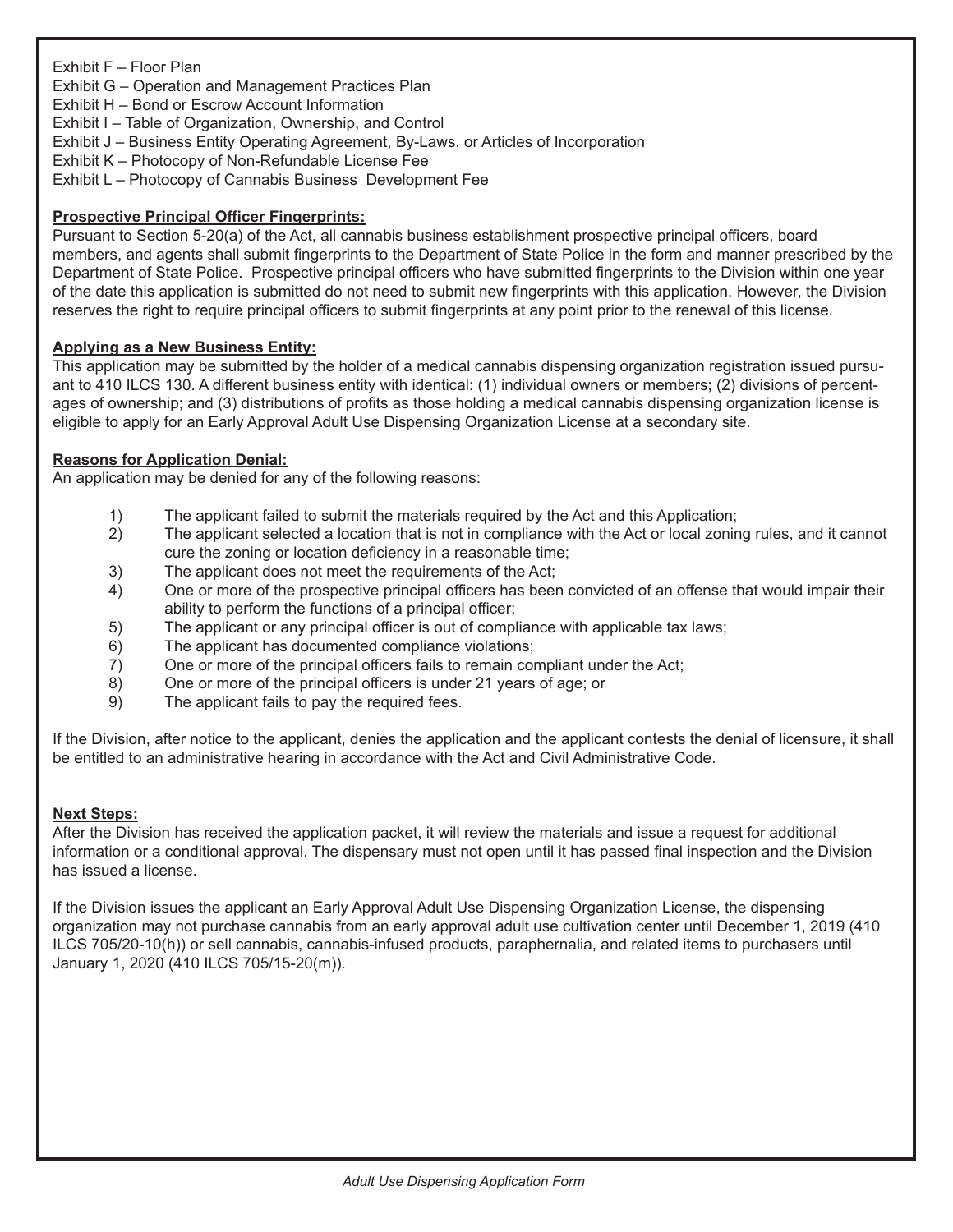Exhibit F – Floor Plan
Exhibit G – Operation and Management Practices Plan
Exhibit H – Bond or Escrow Account Information
Exhibit I – Table of Organization, Ownership, and Control
Exhibit J – Business Entity Operating Agreement, By-Laws, or Articles of Incorporation
Exhibit K – Photocopy of Non-Refundable License Fee
Exhibit L – Photocopy of Cannabis Business Development Fee

**Prospective Principal Officer Fingerprints:**

Pursuant to Section 5-20(a) of the Act, all cannabis business establishment prospective principal officers, board members, and agents shall submit fingerprints to the Department of State Police in the form and manner prescribed by the Department of State Police. Prospective principal officers who have submitted fingerprints to the Division within one year of the date this application is submitted do not need to submit new fingerprints with this application. However, the Division reserves the right to require principal officers to submit fingerprints at any point prior to the renewal of this license.

**Applying as a New Business Entity:**

This application may be submitted by the holder of a medical cannabis dispensing organization registration issued pursuant to 410 ILCS 130. A different business entity with identical: (1) individual owners or members; (2) divisions of percentages of ownership; and (3) distributions of profits as those holding a medical cannabis dispensing organization license is eligible to apply for an Early Approval Adult Use Dispensing Organization License at a secondary site.

**Reasons for Application Denial:**

An application may be denied for any of the following reasons:

1) The applicant failed to submit the materials required by the Act and this Application;
2) The applicant selected a location that is not in compliance with the Act or local zoning rules, and it cannot cure the zoning or location deficiency in a reasonable time;
3) The applicant does not meet the requirements of the Act;
4) One or more of the prospective principal officers has been convicted of an offense that would impair their ability to perform the functions of a principal officer;
5) The applicant or any principal officer is out of compliance with applicable tax laws;
6) The applicant has documented compliance violations;
7) One or more of the principal officers fails to remain compliant under the Act;
8) One or more of the principal officers is under 21 years of age; or
9) The applicant fails to pay the required fees.

If the Division, after notice to the applicant, denies the application and the applicant contests the denial of licensure, it shall be entitled to an administrative hearing in accordance with the Act and Civil Administrative Code.

**Next Steps:**

After the Division has received the application packet, it will review the materials and issue a request for additional information or a conditional approval. The dispensary must not open until it has passed final inspection and the Division has issued a license.

If the Division issues the applicant an Early Approval Adult Use Dispensing Organization License, the dispensing organization may not purchase cannabis from an early approval adult use cultivation center until December 1, 2019 (410 ILCS 705/20-10(h)) or sell cannabis, cannabis-infused products, paraphernalia, and related items to purchasers until January 1, 2020 (410 ILCS 705/15-20(m)).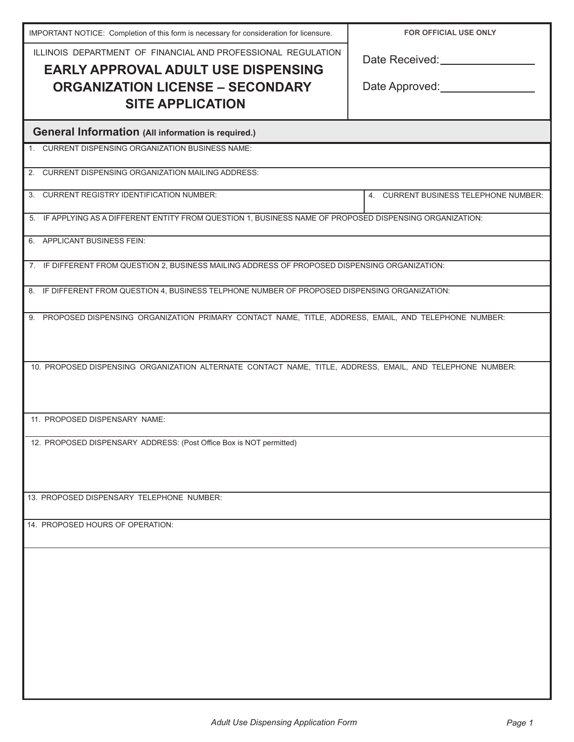IMPORTANT NOTICE: Completion of this form is necessary for consideration for licensure.

ILLINOIS DEPARTMENT OF FINANCIAL AND PROFESSIONAL REGULATION

# EARLY APPROVAL ADULT USE DISPENSING ORGANIZATION LICENSE – SECONDARY SITE APPLICATION

**FOR OFFICIAL USE ONLY**

Date Received: ____________

Date Approved: ____________

## General Information (All information is required.)

1. CURRENT DISPENSING ORGANIZATION BUSINESS NAME:

2. CURRENT DISPENSING ORGANIZATION MAILING ADDRESS:

3. CURRENT REGISTRY IDENTIFICATION NUMBER:

4. CURRENT BUSINESS TELEPHONE NUMBER:

5. IF APPLYING AS A DIFFERENT ENTITY FROM QUESTION 1, BUSINESS NAME OF PROPOSED DISPENSING ORGANIZATION:

6. APPLICANT BUSINESS FEIN:

7. IF DIFFERENT FROM QUESTION 2, BUSINESS MAILING ADDRESS OF PROPOSED DISPENSING ORGANIZATION:

8. IF DIFFERENT FROM QUESTION 4, BUSINESS TELPHONE NUMBER OF PROPOSED DISPENSING ORGANIZATION:

9. PROPOSED DISPENSING ORGANIZATION PRIMARY CONTACT NAME, TITLE, ADDRESS, EMAIL, AND TELEPHONE NUMBER:

10. PROPOSED DISPENSING ORGANIZATION ALTERNATE CONTACT NAME, TITLE, ADDRESS, EMAIL, AND TELEPHONE NUMBER:

11. PROPOSED DISPENSARY NAME:

12. PROPOSED DISPENSARY ADDRESS: (Post Office Box is NOT permitted)

13. PROPOSED DISPENSARY TELEPHONE NUMBER:

14. PROPOSED HOURS OF OPERATION:

*Adult Use Dispensing Application Form*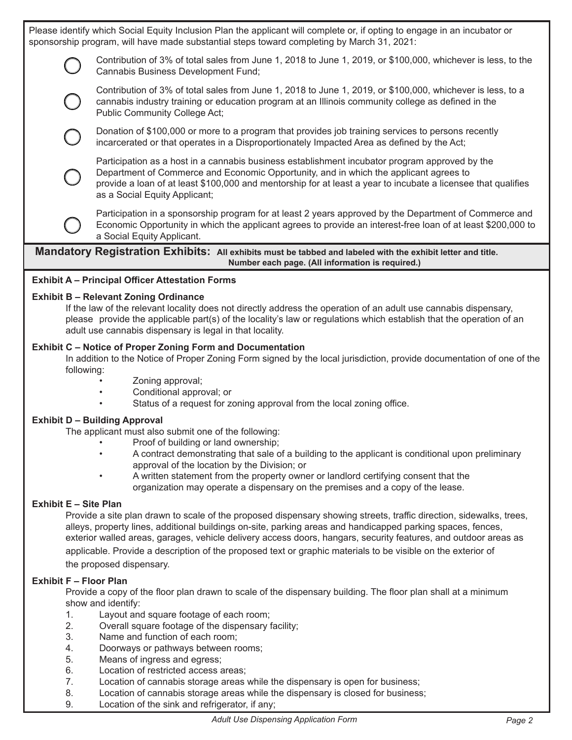Please identify which Social Equity Inclusion Plan the applicant will complete or, if opting to engage in an incubator or sponsorship program, will have made substantial steps toward completing by March 31, 2021:

- ◯ Contribution of 3% of total sales from June 1, 2018 to June 1, 2019, or $100,000, whichever is less, to the Cannabis Business Development Fund;
- ◯ Contribution of 3% of total sales from June 1, 2018 to June 1, 2019, or $100,000, whichever is less, to a cannabis industry training or education program at an Illinois community college as defined in the Public Community College Act;
- ◯ Donation of $100,000 or more to a program that provides job training services to persons recently incarcerated or that operates in a Disproportionately Impacted Area as defined by the Act;
- ◯ Participation as a host in a cannabis business establishment incubator program approved by the Department of Commerce and Economic Opportunity, and in which the applicant agrees to provide a loan of at least $100,000 and mentorship for at least a year to incubate a licensee that qualifies as a Social Equity Applicant;
- ◯ Participation in a sponsorship program for at least 2 years approved by the Department of Commerce and Economic Opportunity in which the applicant agrees to provide an interest-free loan of at least $200,000 to a Social Equity Applicant.

## Mandatory Registration Exhibits: **All exhibits must be tabbed and labeled with the exhibit letter and title. Number each page. (All information is required.)**

**Exhibit A – Principal Officer Attestation Forms**

**Exhibit B – Relevant Zoning Ordinance**

If the law of the relevant locality does not directly address the operation of an adult use cannabis dispensary, please provide the applicable part(s) of the locality's law or regulations which establish that the operation of an adult use cannabis dispensary is legal in that locality.

**Exhibit C – Notice of Proper Zoning Form and Documentation**

In addition to the Notice of Proper Zoning Form signed by the local jurisdiction, provide documentation of one of the following:

- Zoning approval;
- Conditional approval; or
- Status of a request for zoning approval from the local zoning office.

**Exhibit D – Building Approval**

The applicant must also submit one of the following:

- Proof of building or land ownership;
- A contract demonstrating that sale of a building to the applicant is conditional upon preliminary approval of the location by the Division; or
- A written statement from the property owner or landlord certifying consent that the organization may operate a dispensary on the premises and a copy of the lease.

**Exhibit E – Site Plan**

Provide a site plan drawn to scale of the proposed dispensary showing streets, traffic direction, sidewalks, trees, alleys, property lines, additional buildings on-site, parking areas and handicapped parking spaces, fences, exterior walled areas, garages, vehicle delivery access doors, hangars, security features, and outdoor areas as applicable. Provide a description of the proposed text or graphic materials to be visible on the exterior of the proposed dispensary.

**Exhibit F – Floor Plan**

Provide a copy of the floor plan drawn to scale of the dispensary building. The floor plan shall at a minimum show and identify:

1. Layout and square footage of each room;
2. Overall square footage of the dispensary facility;
3. Name and function of each room;
4. Doorways or pathways between rooms;
5. Means of ingress and egress;
6. Location of restricted access areas;
7. Location of cannabis storage areas while the dispensary is open for business;
8. Location of cannabis storage areas while the dispensary is closed for business;
9. Location of the sink and refrigerator, if any;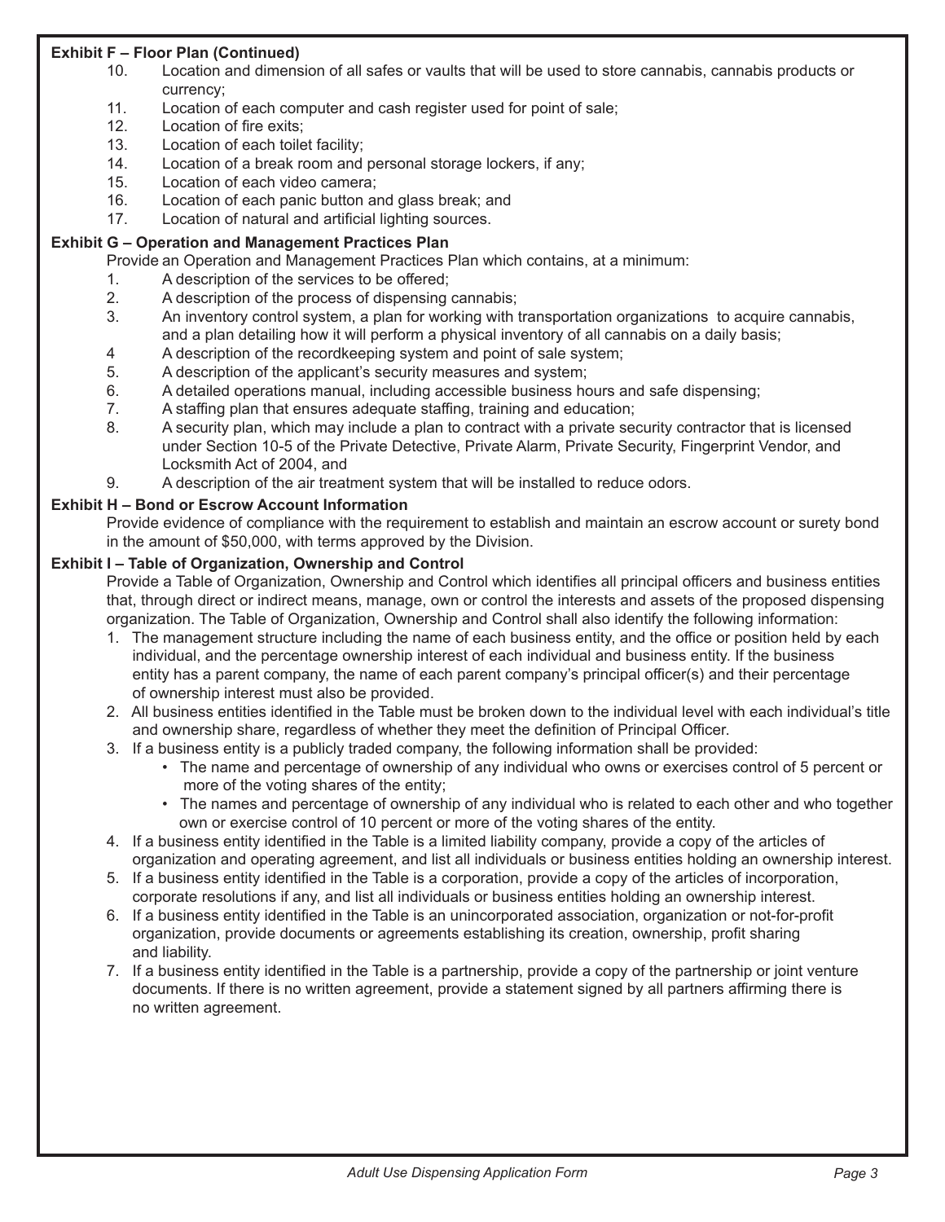**Exhibit F – Floor Plan (Continued)**

10. Location and dimension of all safes or vaults that will be used to store cannabis, cannabis products or currency;
11. Location of each computer and cash register used for point of sale;
12. Location of fire exits;
13. Location of each toilet facility;
14. Location of a break room and personal storage lockers, if any;
15. Location of each video camera;
16. Location of each panic button and glass break; and
17. Location of natural and artificial lighting sources.

**Exhibit G – Operation and Management Practices Plan**

Provide an Operation and Management Practices Plan which contains, at a minimum:

1. A description of the services to be offered;
2. A description of the process of dispensing cannabis;
3. An inventory control system, a plan for working with transportation organizations to acquire cannabis, and a plan detailing how it will perform a physical inventory of all cannabis on a daily basis;
4. A description of the recordkeeping system and point of sale system;
5. A description of the applicant's security measures and system;
6. A detailed operations manual, including accessible business hours and safe dispensing;
7. A staffing plan that ensures adequate staffing, training and education;
8. A security plan, which may include a plan to contract with a private security contractor that is licensed under Section 10-5 of the Private Detective, Private Alarm, Private Security, Fingerprint Vendor, and Locksmith Act of 2004, and
9. A description of the air treatment system that will be installed to reduce odors.

**Exhibit H – Bond or Escrow Account Information**

Provide evidence of compliance with the requirement to establish and maintain an escrow account or surety bond in the amount of $50,000, with terms approved by the Division.

**Exhibit I – Table of Organization, Ownership and Control**

Provide a Table of Organization, Ownership and Control which identifies all principal officers and business entities that, through direct or indirect means, manage, own or control the interests and assets of the proposed dispensing organization. The Table of Organization, Ownership and Control shall also identify the following information:

1. The management structure including the name of each business entity, and the office or position held by each individual, and the percentage ownership interest of each individual and business entity. If the business entity has a parent company, the name of each parent company's principal officer(s) and their percentage of ownership interest must also be provided.
2. All business entities identified in the Table must be broken down to the individual level with each individual's title and ownership share, regardless of whether they meet the definition of Principal Officer.
3. If a business entity is a publicly traded company, the following information shall be provided:
   - The name and percentage of ownership of any individual who owns or exercises control of 5 percent or more of the voting shares of the entity;
   - The names and percentage of ownership of any individual who is related to each other and who together own or exercise control of 10 percent or more of the voting shares of the entity.
4. If a business entity identified in the Table is a limited liability company, provide a copy of the articles of organization and operating agreement, and list all individuals or business entities holding an ownership interest.
5. If a business entity identified in the Table is a corporation, provide a copy of the articles of incorporation, corporate resolutions if any, and list all individuals or business entities holding an ownership interest.
6. If a business entity identified in the Table is an unincorporated association, organization or not-for-profit organization, provide documents or agreements establishing its creation, ownership, profit sharing and liability.
7. If a business entity identified in the Table is a partnership, provide a copy of the partnership or joint venture documents. If there is no written agreement, provide a statement signed by all partners affirming there is no written agreement.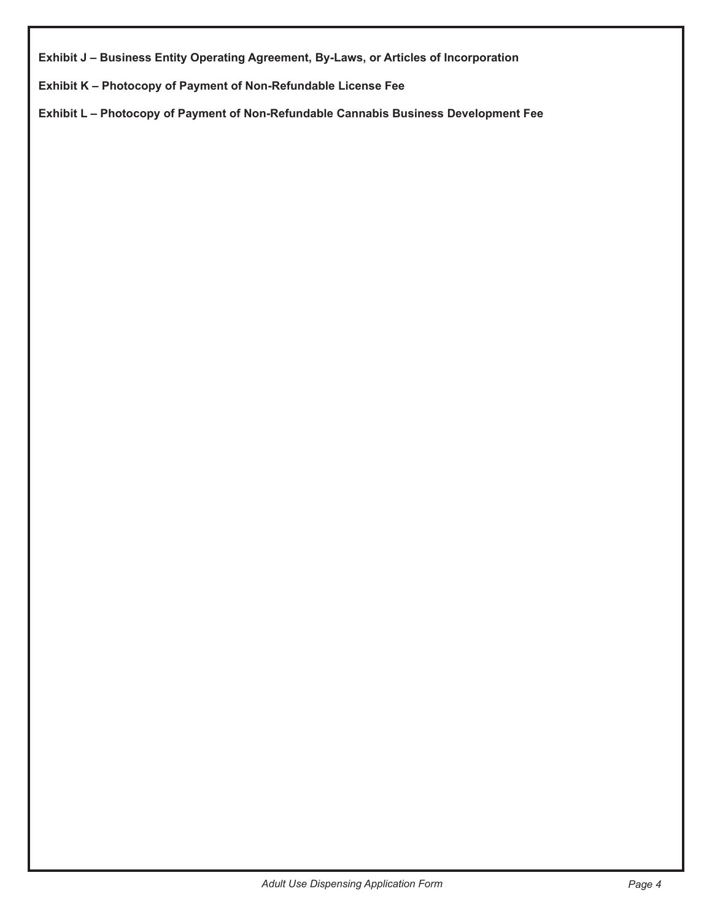**Exhibit J – Business Entity Operating Agreement, By-Laws, or Articles of Incorporation**

**Exhibit K – Photocopy of Payment of Non-Refundable License Fee**

**Exhibit L – Photocopy of Payment of Non-Refundable Cannabis Business Development Fee**